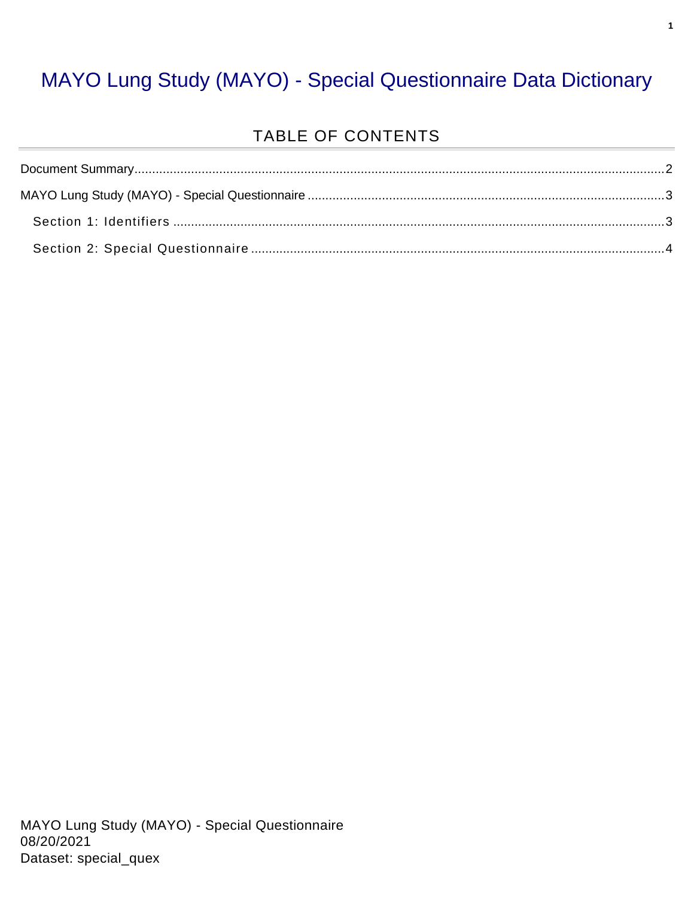# MAYO Lung Study (MAYO) - Special Questionnaire Data Dictionary

## TABLE OF CONTENTS

Document Summary....................................................................................................2

MAYO Lung Study (MAYO) - Special Questionnaire ....................................................3

Section 1: Identifiers ..................................................................................................3

Section 2: Special Questionnaire ................................................................................4

MAYO Lung Study (MAYO) - Special Questionnaire
08/20/2021
Dataset: special_quex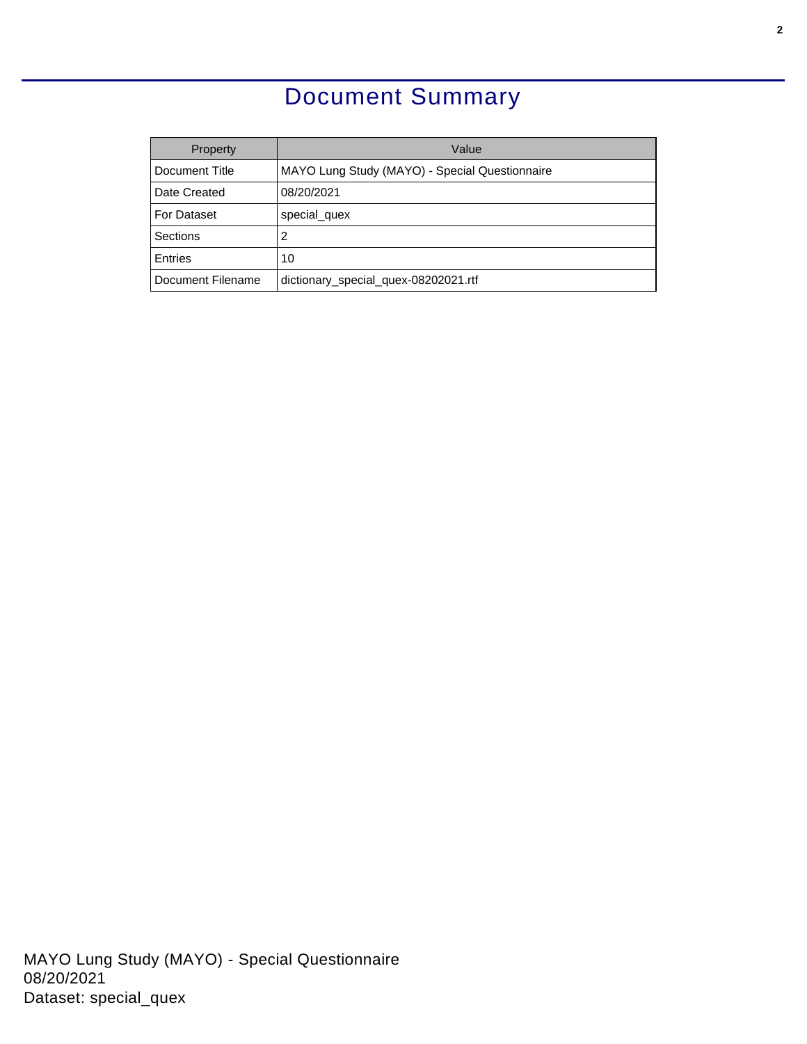# Document Summary

| Property | Value |
|---|---|
| Document Title | MAYO Lung Study (MAYO) - Special Questionnaire |
| Date Created | 08/20/2021 |
| For Dataset | special_quex |
| Sections | 2 |
| Entries | 10 |
| Document Filename | dictionary_special_quex-08202021.rtf |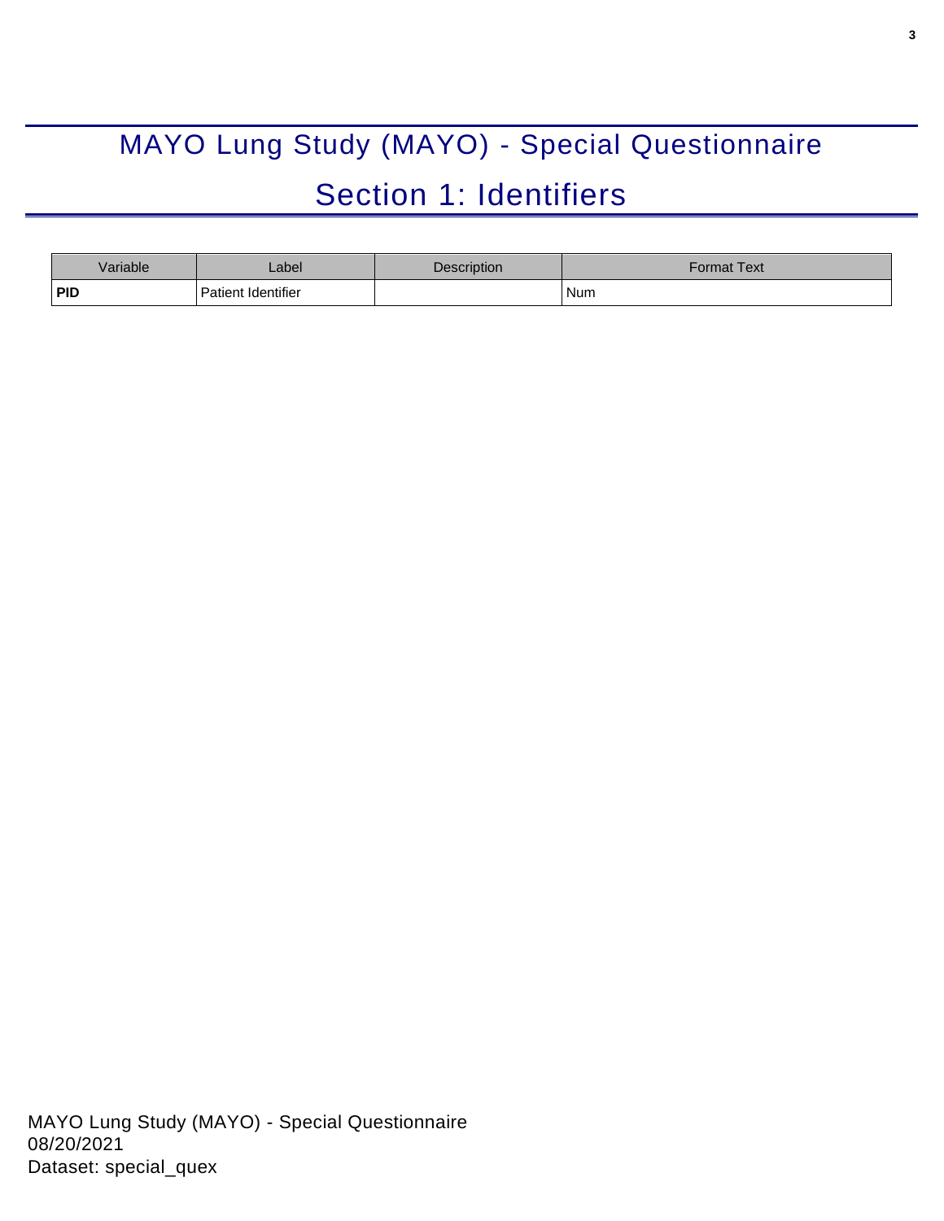# MAYO Lung Study (MAYO) - Special Questionnaire

## Section 1: Identifiers

| Variable | Label | Description | Format Text |
|---|---|---|---|
| **PID** | Patient Identifier | | Num |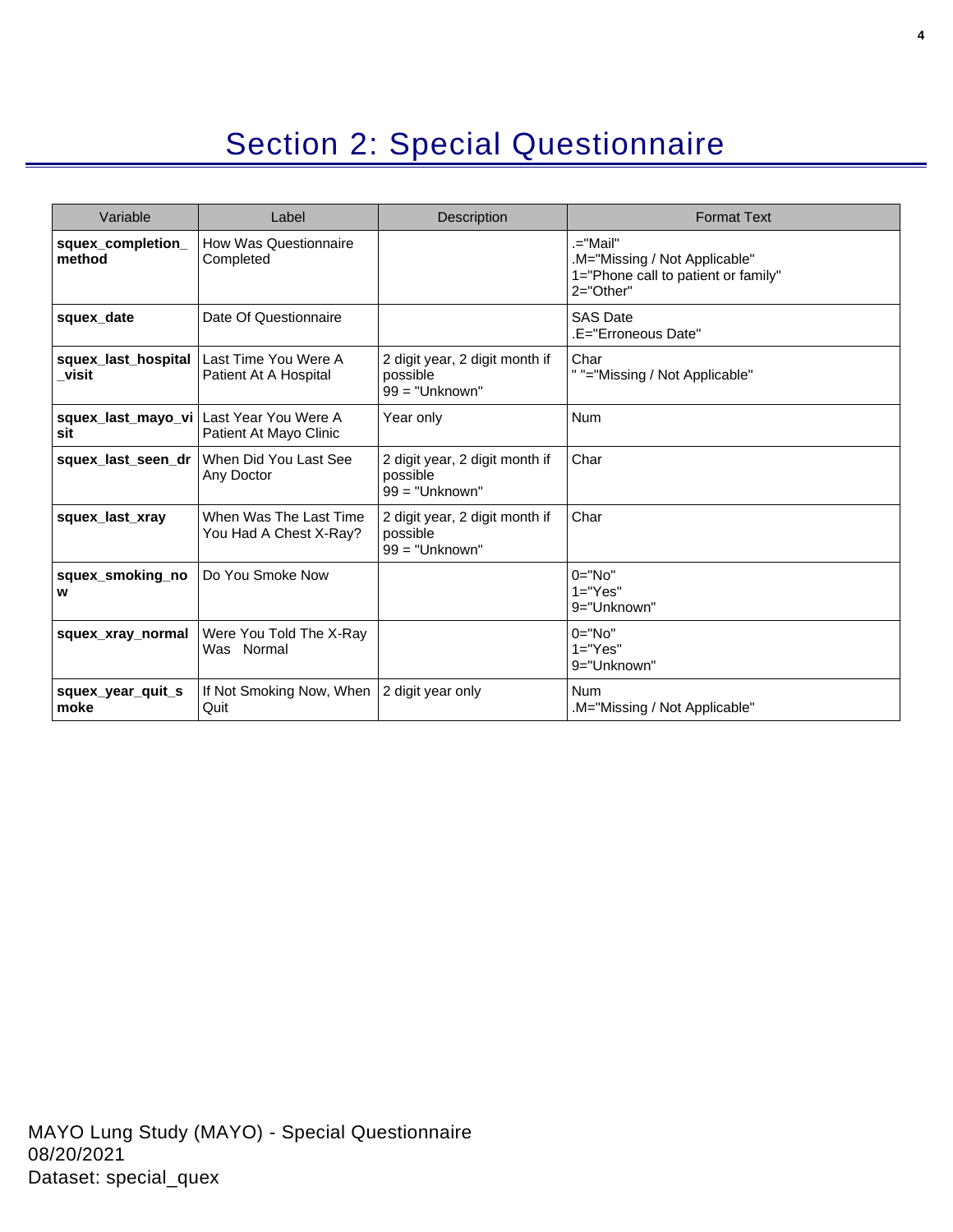# Section 2: Special Questionnaire

| Variable | Label | Description | Format Text |
|---|---|---|---|
| **squex_completion_method** | How Was Questionnaire Completed | | .="Mail"<br>.M="Missing / Not Applicable"<br>1="Phone call to patient or family"<br>2="Other" |
| **squex_date** | Date Of Questionnaire | | SAS Date<br>.E="Erroneous Date" |
| **squex_last_hospital_visit** | Last Time You Were A Patient At A Hospital | 2 digit year, 2 digit month if possible<br>99 = "Unknown" | Char<br>" "="Missing / Not Applicable" |
| **squex_last_mayo_visit** | Last Year You Were A Patient At Mayo Clinic | Year only | Num |
| **squex_last_seen_dr** | When Did You Last See Any Doctor | 2 digit year, 2 digit month if possible<br>99 = "Unknown" | Char |
| **squex_last_xray** | When Was The Last Time You Had A Chest X-Ray? | 2 digit year, 2 digit month if possible<br>99 = "Unknown" | Char |
| **squex_smoking_now** | Do You Smoke Now | | 0="No"<br>1="Yes"<br>9="Unknown" |
| **squex_xray_normal** | Were You Told The X-Ray Was Normal | | 0="No"<br>1="Yes"<br>9="Unknown" |
| **squex_year_quit_smoke** | If Not Smoking Now, When Quit | 2 digit year only | Num<br>.M="Missing / Not Applicable" |

MAYO Lung Study (MAYO) - Special Questionnaire
08/20/2021
Dataset: special_quex